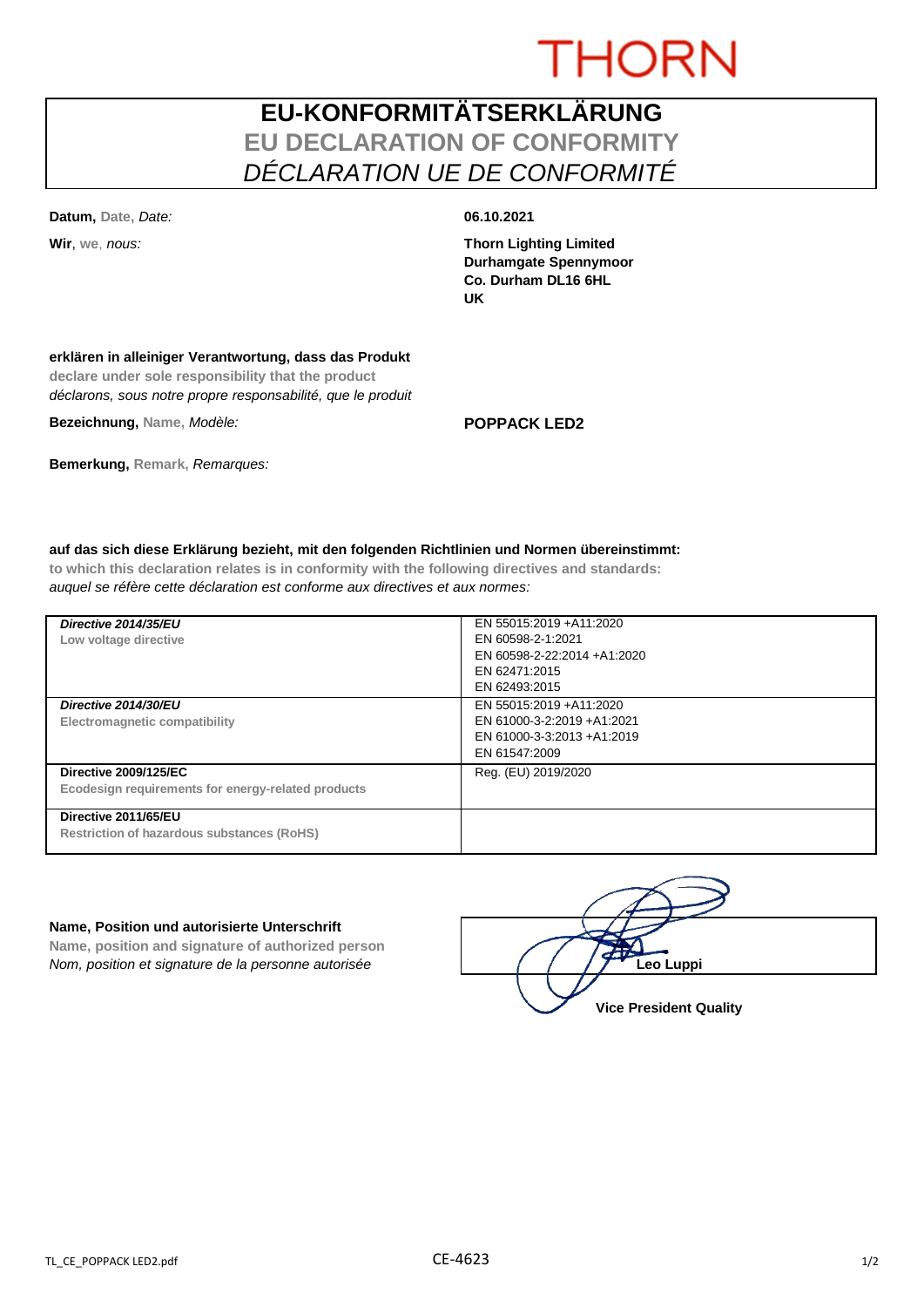THORN

# EU-KONFORMITÄTSERKLÄRUNG
## EU DECLARATION OF CONFORMITY
## *DÉCLARATION UE DE CONFORMITÉ*

**Datum,** Date, *Date:* **06.10.2021**

**Wir**, we, *nous:* **Thorn Lighting Limited**
**Durhamgate Spennymoor**
**Co. Durham DL16 6HL**
**UK**

**erklären in alleiniger Verantwortung, dass das Produkt**
**declare under sole responsibility that the product**
*déclarons, sous notre propre responsabilité, que le produit*

**Bezeichnung,** Name, *Modèle:* **POPPACK LED2**

**Bemerkung,** Remark, *Remarques:*

**auf das sich diese Erklärung bezieht, mit den folgenden Richtlinien und Normen übereinstimmt:**
**to which this declaration relates is in conformity with the following directives and standards:**
*auquel se réfère cette déclaration est conforme aux directives et aux normes:*

| Directive | Standards |
|---|---|
| ***Directive 2014/35/EU***<br>**Low voltage directive** | EN 55015:2019 +A11:2020<br>EN 60598-2-1:2021<br>EN 60598-2-22:2014 +A1:2020<br>EN 62471:2015<br>EN 62493:2015 |
| ***Directive 2014/30/EU***<br>**Electromagnetic compatibility** | EN 55015:2019 +A11:2020<br>EN 61000-3-2:2019 +A1:2021<br>EN 61000-3-3:2013 +A1:2019<br>EN 61547:2009 |
| **Directive 2009/125/EC**<br>**Ecodesign requirements for energy-related products** | Reg. (EU) 2019/2020 |
| **Directive 2011/65/EU**<br>**Restriction of hazardous substances (RoHS)** | |

**Name, Position und autorisierte Unterschrift**
**Name, position and signature of authorized person**
*Nom, position et signature de la personne autorisée*

**Leo Luppi**
**Vice President Quality**

TL_CE_POPPACK LED2.pdf CE-4623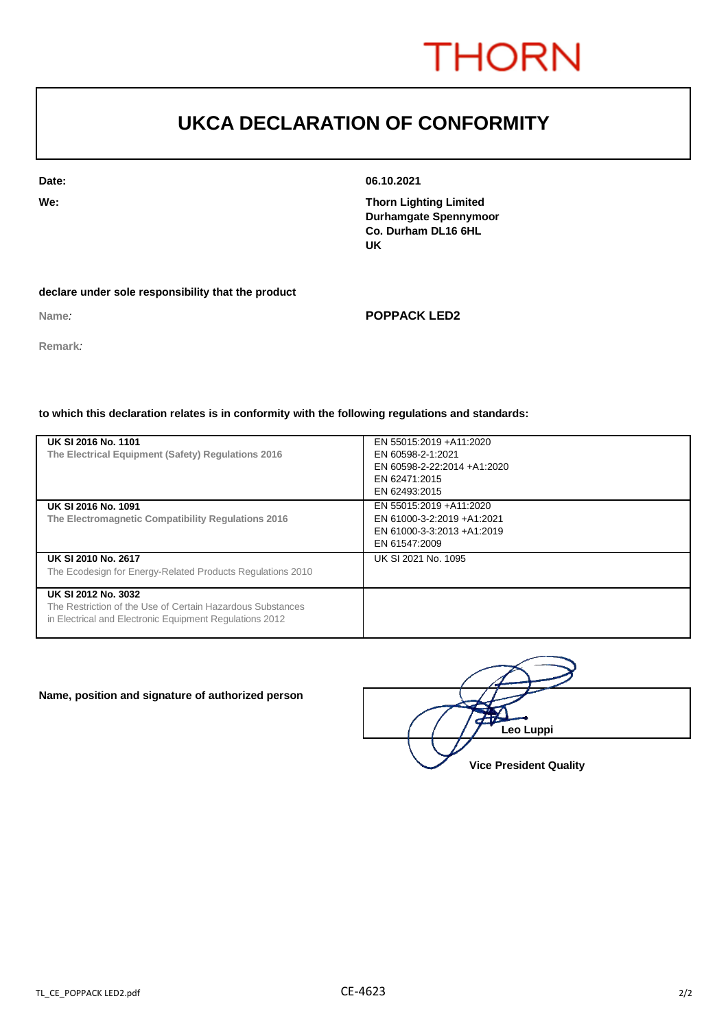THORN

# UKCA DECLARATION OF CONFORMITY

| | |
|---|---|
| **Date:** | **06.10.2021** |
| **We:** | **Thorn Lighting Limited**<br>**Durhamgate Spennymoor**<br>**Co. Durham DL16 6HL**<br>**UK** |

**declare under sole responsibility that the product**

| | |
|---|---|
| Name: | **POPPACK LED2** |
| Remark: | |

**to which this declaration relates is in conformity with the following regulations and standards:**

| | |
|---|---|
| **UK SI 2016 No. 1101**<br>**The Electrical Equipment (Safety) Regulations 2016** | EN 55015:2019 +A11:2020<br>EN 60598-2-1:2021<br>EN 60598-2-22:2014 +A1:2020<br>EN 62471:2015<br>EN 62493:2015 |
| **UK SI 2016 No. 1091**<br>**The Electromagnetic Compatibility Regulations 2016** | EN 55015:2019 +A11:2020<br>EN 61000-3-2:2019 +A1:2021<br>EN 61000-3-3:2013 +A1:2019<br>EN 61547:2009 |
| **UK SI 2010 No. 2617**<br>The Ecodesign for Energy-Related Products Regulations 2010 | UK SI 2021 No. 1095 |
| **UK SI 2012 No. 3032**<br>The Restriction of the Use of Certain Hazardous Substances in Electrical and Electronic Equipment Regulations 2012 | |

**Name, position and signature of authorized person**

**Leo Luppi**

**Vice President Quality**

TL_CE_POPPACK LED2.pdf

CE-4623